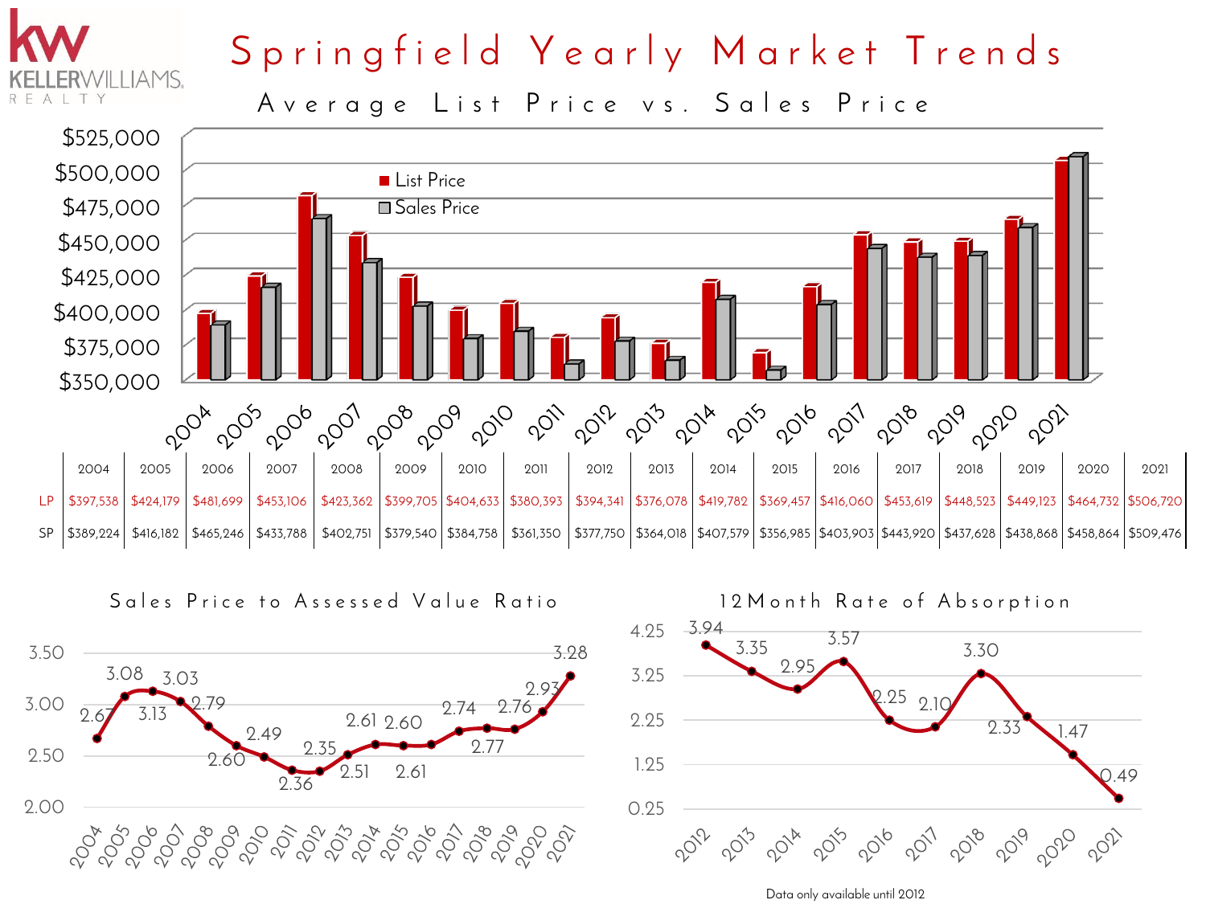# Springfield Yearly Market Trends

## Average List Price vs. Sales Price

| | 2004 | 2005 | 2006 | 2007 | 2008 | 2009 | 2010 | 2011 | 2012 | 2013 | 2014 | 2015 | 2016 | 2017 | 2018 | 2019 | 2020 | 2021 |
|---|---|---|---|---|---|---|---|---|---|---|---|---|---|---|---|---|---|---|
| LP | $397,538 | $424,179 | $481,699 | $453,106 | $423,362 | $399,705 | $404,633 | $380,393 | $394,341 | $376,078 | $419,782 | $369,457 | $416,060 | $453,619 | $448,523 | $449,123 | $464,732 | $506,720 |
| SP | $389,224 | $416,182 | $465,246 | $433,788 | $402,751 | $379,540 | $384,758 | $361,350 | $377,750 | $364,018 | $407,579 | $356,985 | $403,903 | $443,920 | $437,628 | $438,868 | $458,864 | $509,476 |

## Sales Price to Assessed Value Ratio

| 2004 | 2005 | 2006 | 2007 | 2008 | 2009 | 2010 | 2011 | 2012 | 2013 | 2014 | 2015 | 2016 | 2017 | 2018 | 2019 | 2020 | 2021 |
|---|---|---|---|---|---|---|---|---|---|---|---|---|---|---|---|---|---|
| 2.67 | 3.08 | 3.13 | 3.03 | 2.79 | 2.60 | 2.49 | 2.36 | 2.35 | 2.51 | 2.61 | 2.60 | 2.61 | 2.74 | 2.77 | 2.76 | 2.93 | 3.28 |

## 12Month Rate of Absorption

| 2012 | 2013 | 2014 | 2015 | 2016 | 2017 | 2018 | 2019 | 2020 | 2021 |
|---|---|---|---|---|---|---|---|---|---|
| 3.94 | 3.35 | 2.95 | 3.57 | 2.25 | 2.10 | 3.30 | 2.33 | 1.47 | 0.49 |

Data only available until 2012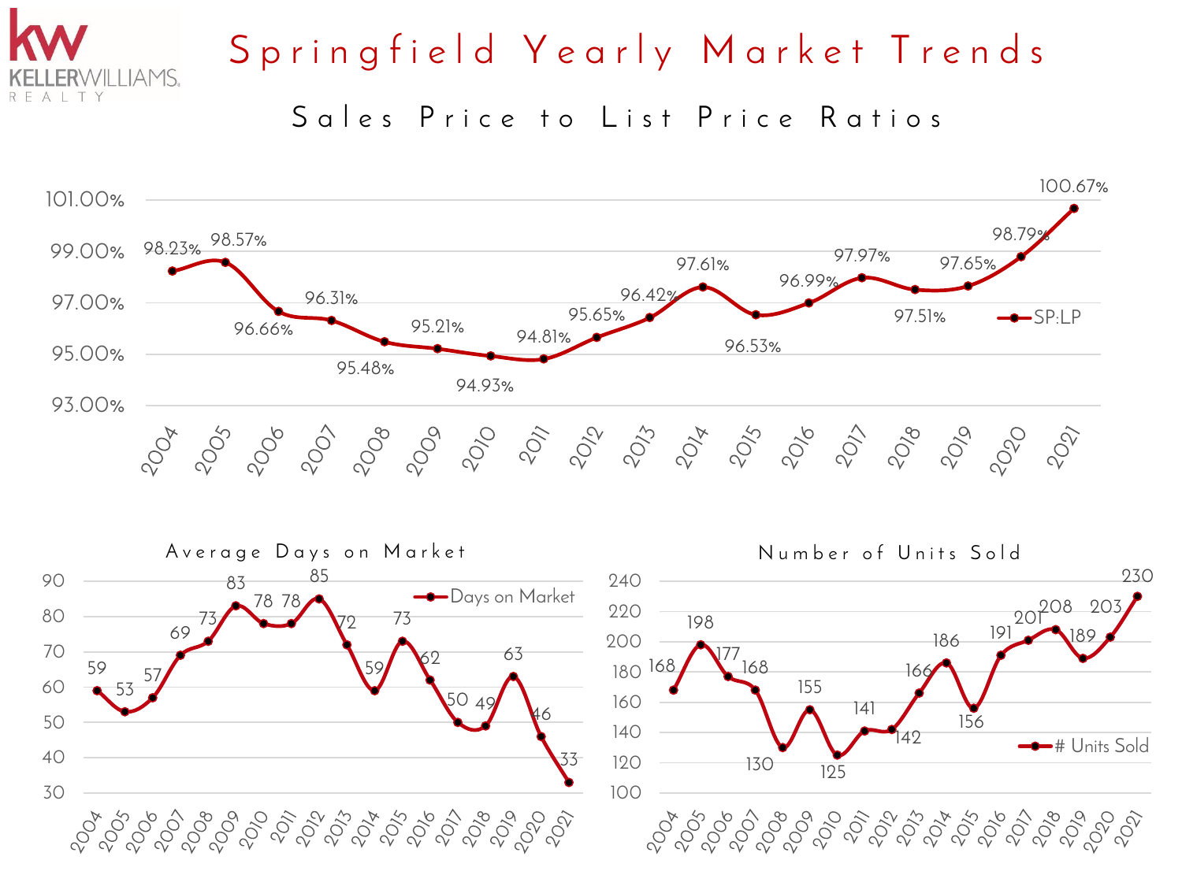KELLERWILLIAMS.
REALTY

# Springfield Yearly Market Trends

## Sales Price to List Price Ratios

101.00%
99.00%
97.00%
95.00%
93.00%

98.23% 98.57% 96.66% 96.31% 95.48% 95.21% 94.93% 94.81% 95.65% 96.42% 97.61% 96.53% 96.99% 97.97% 97.51% 97.65% 98.79% 100.67%

SP:LP

2004 2005 2006 2007 2008 2009 2010 2011 2012 2013 2014 2015 2016 2017 2018 2019 2020 2021

## Average Days on Market

90
80
70
60
50
40
30

59 53 57 69 73 83 78 78 85 72 59 73 62 50 49 63 46 33

Days on Market

2004 2005 2006 2007 2008 2009 2010 2011 2012 2013 2014 2015 2016 2017 2018 2019 2020 2021

## Number of Units Sold

240
220
200
180
160
140
120
100

168 198 177 168 130 155 125 141 142 166 186 156 191 201 208 189 203 230

# Units Sold

2004 2005 2006 2007 2008 2009 2010 2011 2012 2013 2014 2015 2016 2017 2018 2019 2020 2021